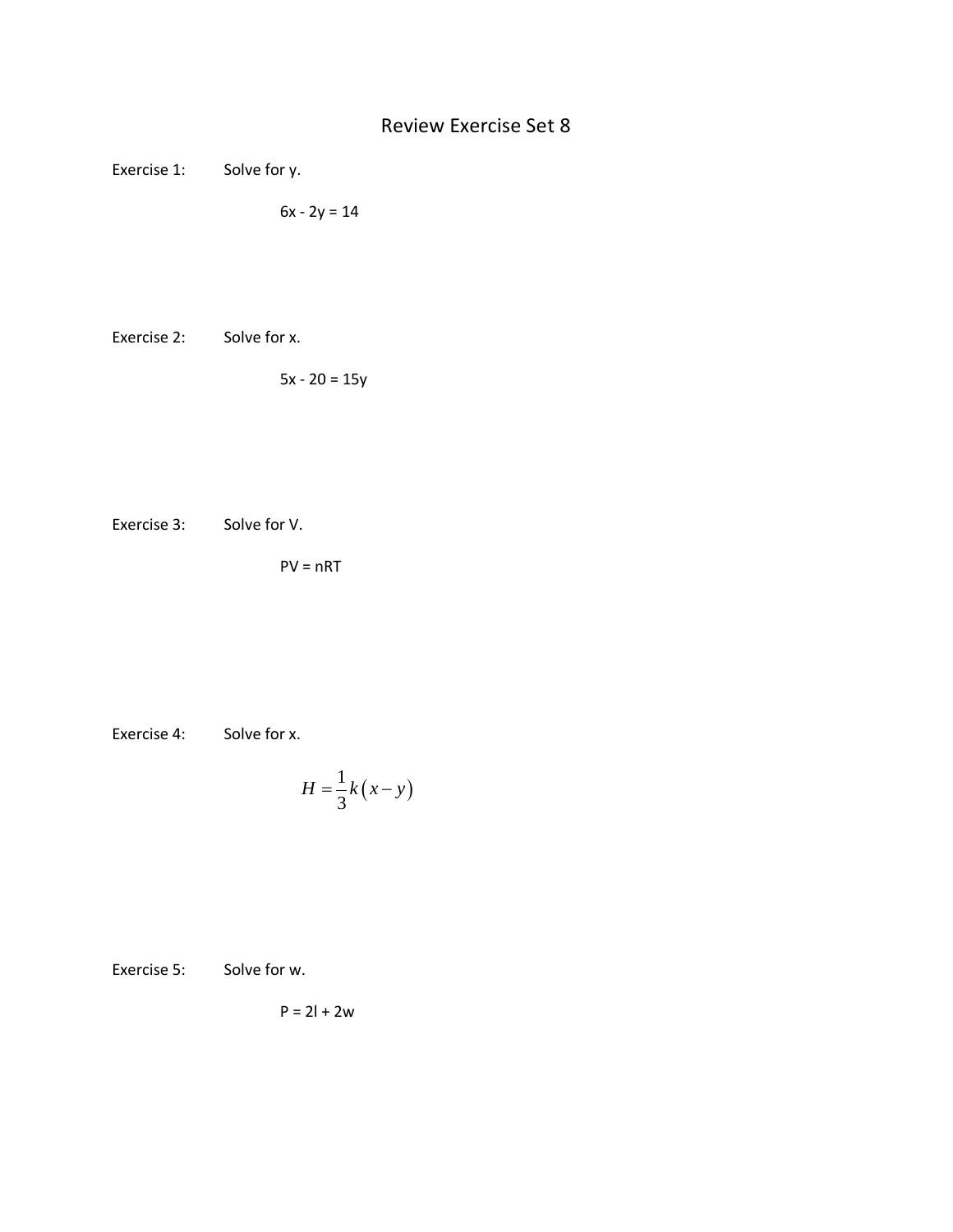# Review Exercise Set 8

Exercise 1: Solve for y.

$$6x - 2y = 14$$

Exercise 2: Solve for x.

$$5x - 20 = 15y$$

Exercise 3: Solve for V.

$$PV = nRT$$

Exercise 4: Solve for x.

$$H = \frac{1}{3}k\left(x - y\right)$$

Exercise 5: Solve for w.

$$P = 2l + 2w$$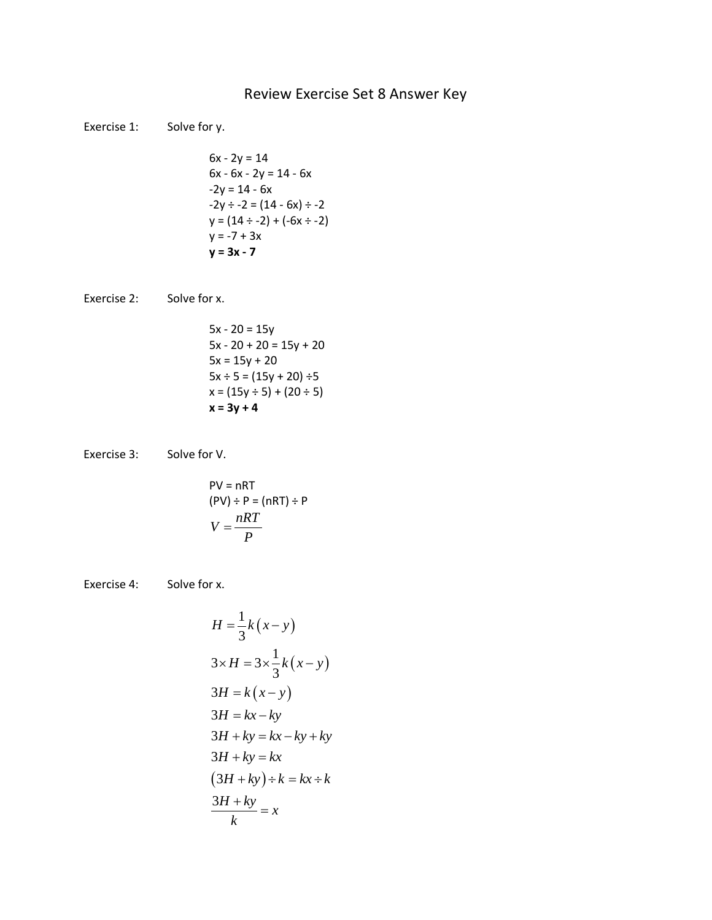# Review Exercise Set 8 Answer Key

Exercise 1: Solve for y.

$6x - 2y = 14$
$6x - 6x - 2y = 14 - 6x$
$-2y = 14 - 6x$
$-2y \div -2 = (14 - 6x) \div -2$
$y = (14 \div -2) + (-6x \div -2)$
$y = -7 + 3x$
$\mathbf{y = 3x - 7}$

Exercise 2: Solve for x.

$5x - 20 = 15y$
$5x - 20 + 20 = 15y + 20$
$5x = 15y + 20$
$5x \div 5 = (15y + 20) \div 5$
$x = (15y \div 5) + (20 \div 5)$
$\mathbf{x = 3y + 4}$

Exercise 3: Solve for V.

$PV = nRT$
$(PV) \div P = (nRT) \div P$

$$V = \frac{nRT}{P}$$

Exercise 4: Solve for x.

$$H = \frac{1}{3}k\left(x - y\right)$$

$$3 \times H = 3 \times \frac{1}{3}k\left(x - y\right)$$

$$3H = k\left(x - y\right)$$

$$3H = kx - ky$$

$$3H + ky = kx - ky + ky$$

$$3H + ky = kx$$

$$\left(3H + ky\right) \div k = kx \div k$$

$$\frac{3H + ky}{k} = x$$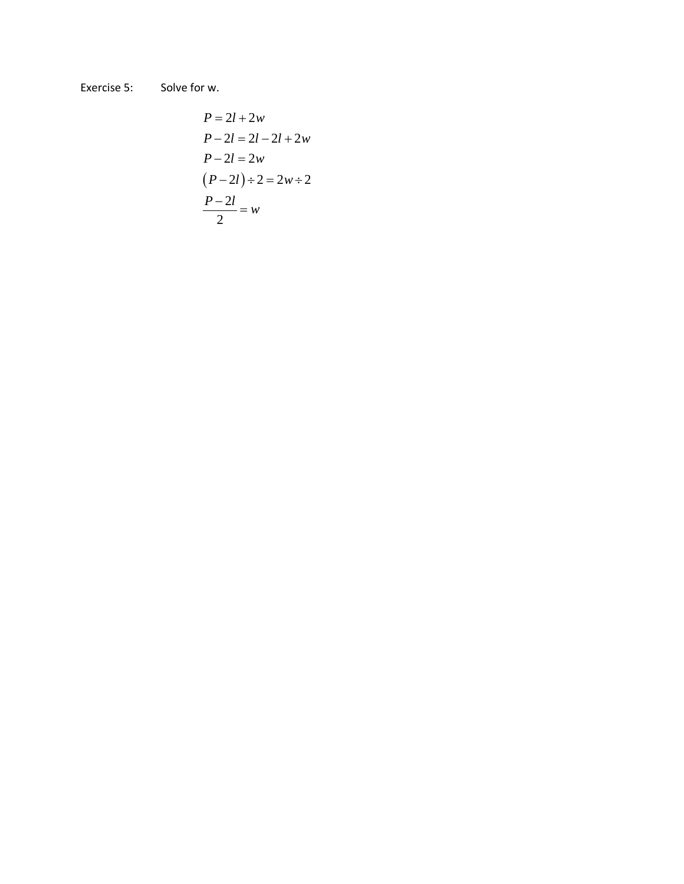Exercise 5: Solve for w.

$$P = 2l + 2w$$
$$P - 2l = 2l - 2l + 2w$$
$$P - 2l = 2w$$
$$\left(P - 2l\right) \div 2 = 2w \div 2$$
$$\frac{P - 2l}{2} = w$$